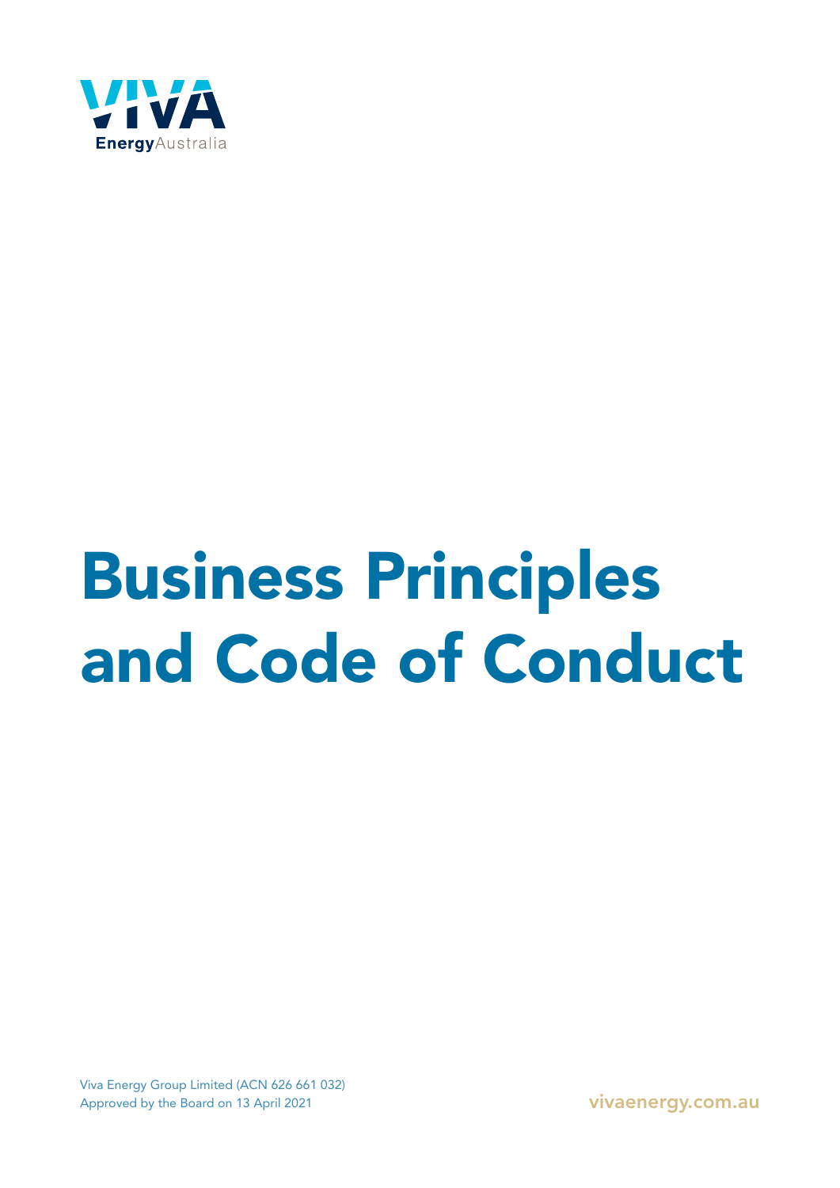VIVA Energy Australia

# Business Principles and Code of Conduct

Viva Energy Group Limited (ACN 626 661 032)
Approved by the Board on 13 April 2021

vivaenergy.com.au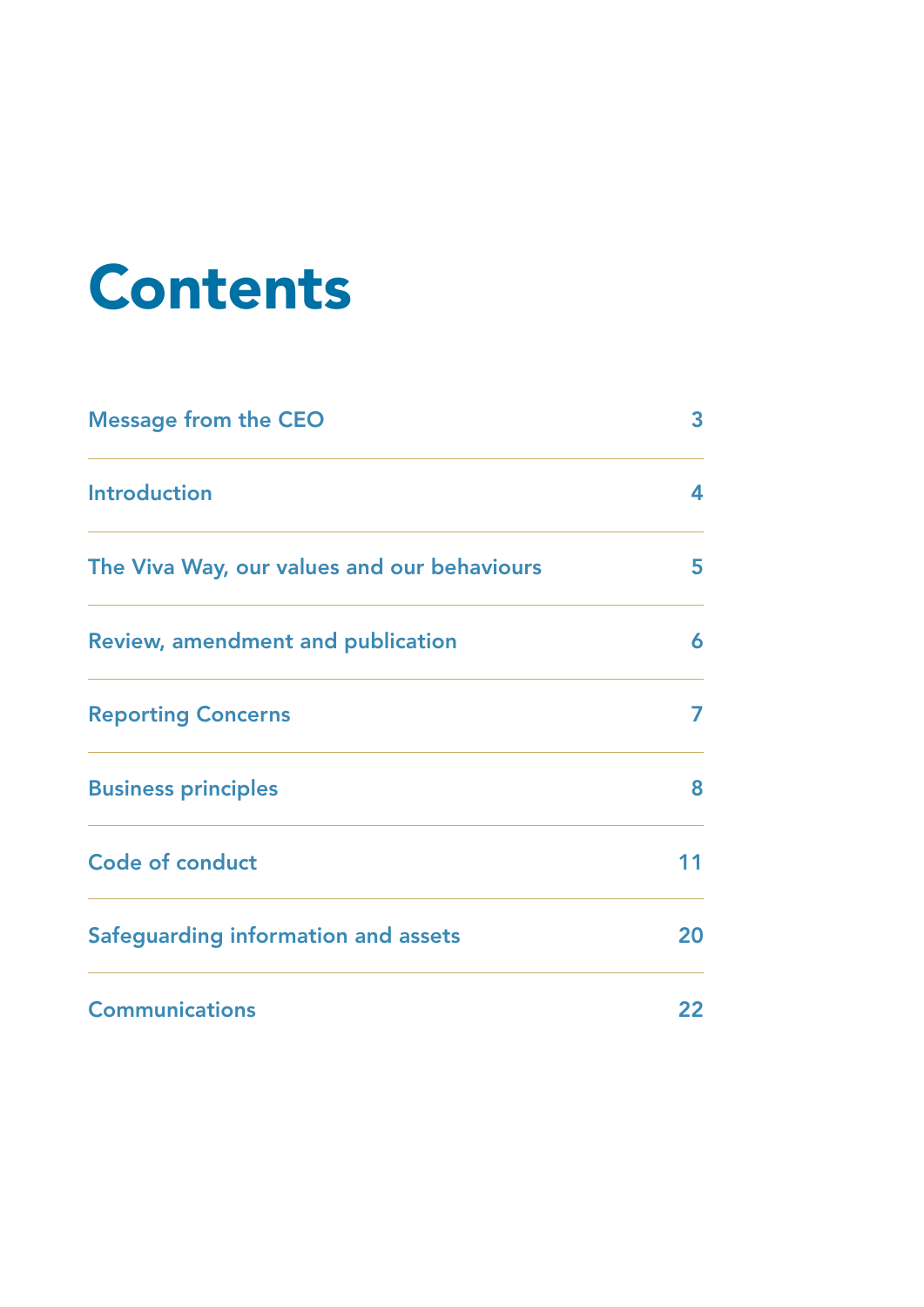# Contents

| | |
|---|---|
| Message from the CEO | 3 |
| Introduction | 4 |
| The Viva Way, our values and our behaviours | 5 |
| Review, amendment and publication | 6 |
| Reporting Concerns | 7 |
| Business principles | 8 |
| Code of conduct | 11 |
| Safeguarding information and assets | 20 |
| Communications | 22 |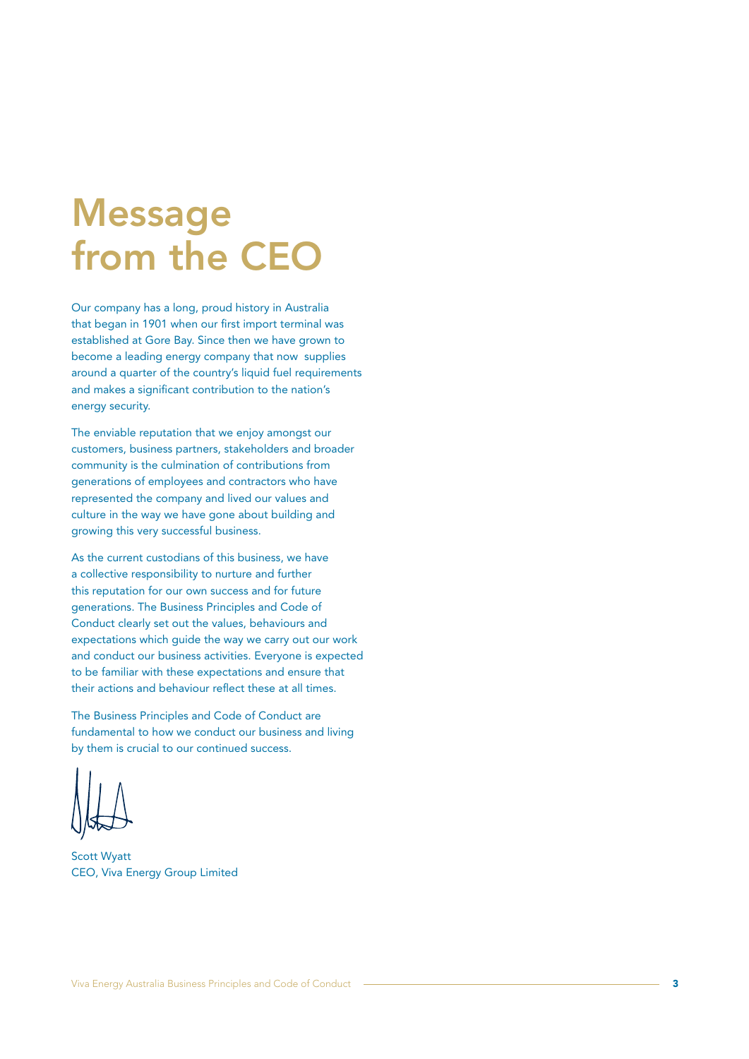# Message from the CEO

Our company has a long, proud history in Australia that began in 1901 when our first import terminal was established at Gore Bay. Since then we have grown to become a leading energy company that now supplies around a quarter of the country's liquid fuel requirements and makes a significant contribution to the nation's energy security.

The enviable reputation that we enjoy amongst our customers, business partners, stakeholders and broader community is the culmination of contributions from generations of employees and contractors who have represented the company and lived our values and culture in the way we have gone about building and growing this very successful business.

As the current custodians of this business, we have a collective responsibility to nurture and further this reputation for our own success and for future generations. The Business Principles and Code of Conduct clearly set out the values, behaviours and expectations which guide the way we carry out our work and conduct our business activities. Everyone is expected to be familiar with these expectations and ensure that their actions and behaviour reflect these at all times.

The Business Principles and Code of Conduct are fundamental to how we conduct our business and living by them is crucial to our continued success.

Scott Wyatt
CEO, Viva Energy Group Limited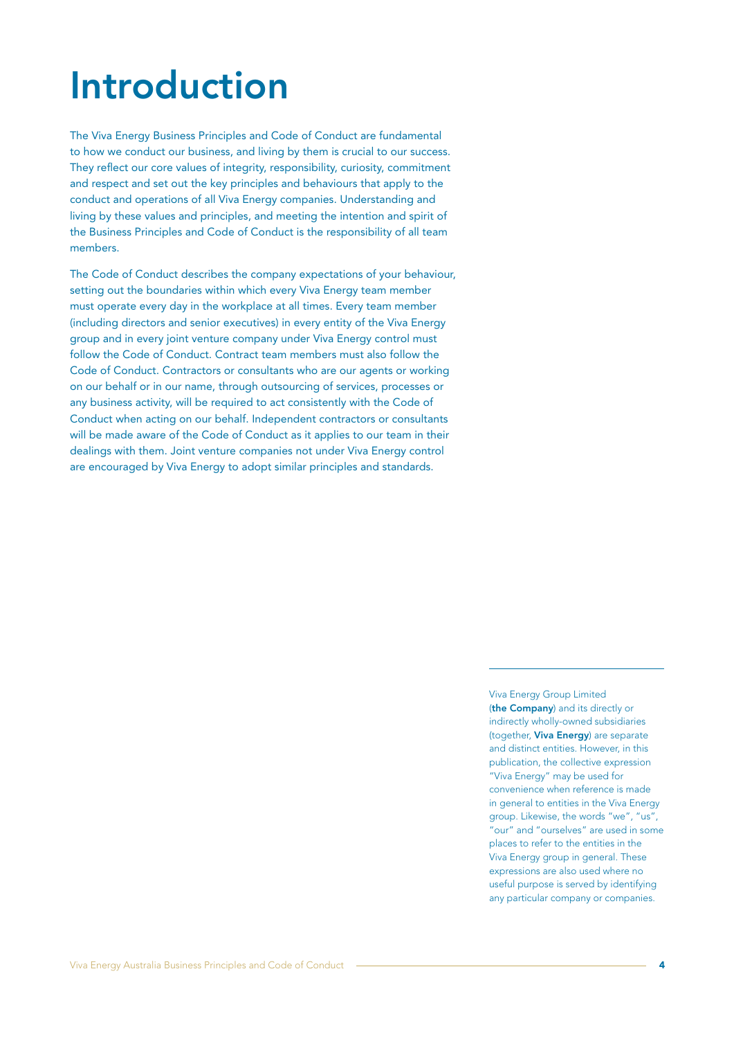# Introduction

The Viva Energy Business Principles and Code of Conduct are fundamental to how we conduct our business, and living by them is crucial to our success. They reflect our core values of integrity, responsibility, curiosity, commitment and respect and set out the key principles and behaviours that apply to the conduct and operations of all Viva Energy companies. Understanding and living by these values and principles, and meeting the intention and spirit of the Business Principles and Code of Conduct is the responsibility of all team members.

The Code of Conduct describes the company expectations of your behaviour, setting out the boundaries within which every Viva Energy team member must operate every day in the workplace at all times. Every team member (including directors and senior executives) in every entity of the Viva Energy group and in every joint venture company under Viva Energy control must follow the Code of Conduct. Contract team members must also follow the Code of Conduct. Contractors or consultants who are our agents or working on our behalf or in our name, through outsourcing of services, processes or any business activity, will be required to act consistently with the Code of Conduct when acting on our behalf. Independent contractors or consultants will be made aware of the Code of Conduct as it applies to our team in their dealings with them. Joint venture companies not under Viva Energy control are encouraged by Viva Energy to adopt similar principles and standards.

---

Viva Energy Group Limited (**the Company**) and its directly or indirectly wholly-owned subsidiaries (together, **Viva Energy**) are separate and distinct entities. However, in this publication, the collective expression "Viva Energy" may be used for convenience when reference is made in general to entities in the Viva Energy group. Likewise, the words "we", "us", "our" and "ourselves" are used in some places to refer to the entities in the Viva Energy group in general. These expressions are also used where no useful purpose is served by identifying any particular company or companies.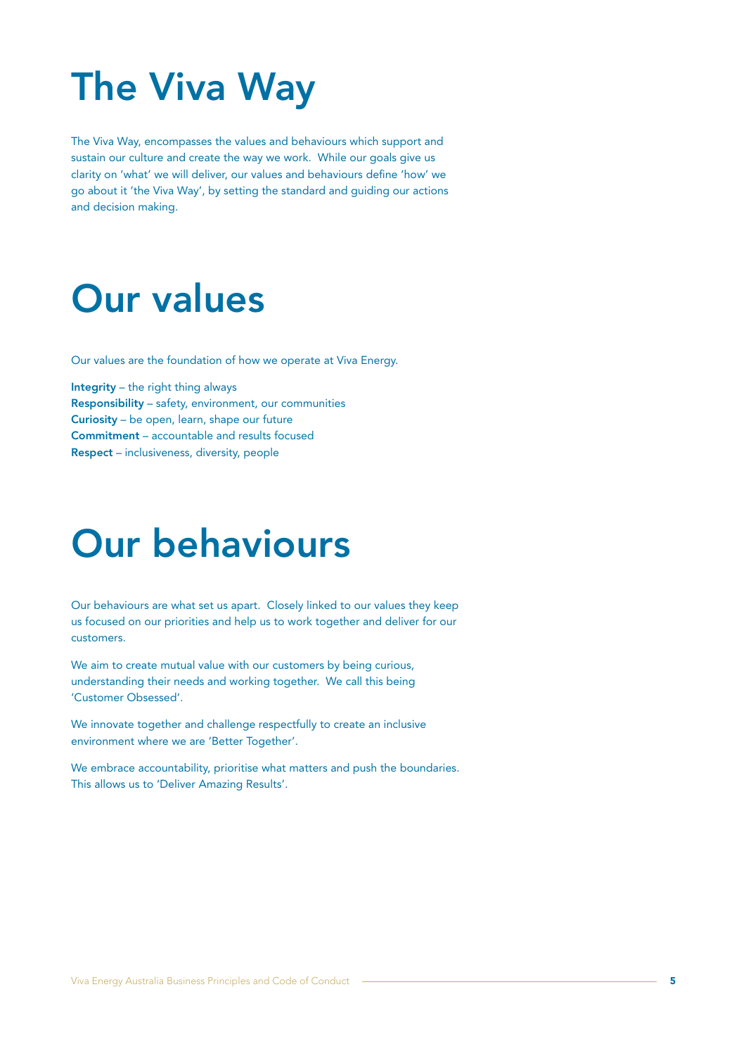# The Viva Way

The Viva Way, encompasses the values and behaviours which support and sustain our culture and create the way we work.  While our goals give us clarity on 'what' we will deliver, our values and behaviours define 'how' we go about it 'the Viva Way', by setting the standard and guiding our actions and decision making.

# Our values

Our values are the foundation of how we operate at Viva Energy.

**Integrity** – the right thing always
**Responsibility** – safety, environment, our communities
**Curiosity** – be open, learn, shape our future
**Commitment** – accountable and results focused
**Respect** – inclusiveness, diversity, people

# Our behaviours

Our behaviours are what set us apart.  Closely linked to our values they keep us focused on our priorities and help us to work together and deliver for our customers.

We aim to create mutual value with our customers by being curious, understanding their needs and working together.  We call this being 'Customer Obsessed'.

We innovate together and challenge respectfully to create an inclusive environment where we are 'Better Together'.

We embrace accountability, prioritise what matters and push the boundaries. This allows us to 'Deliver Amazing Results'.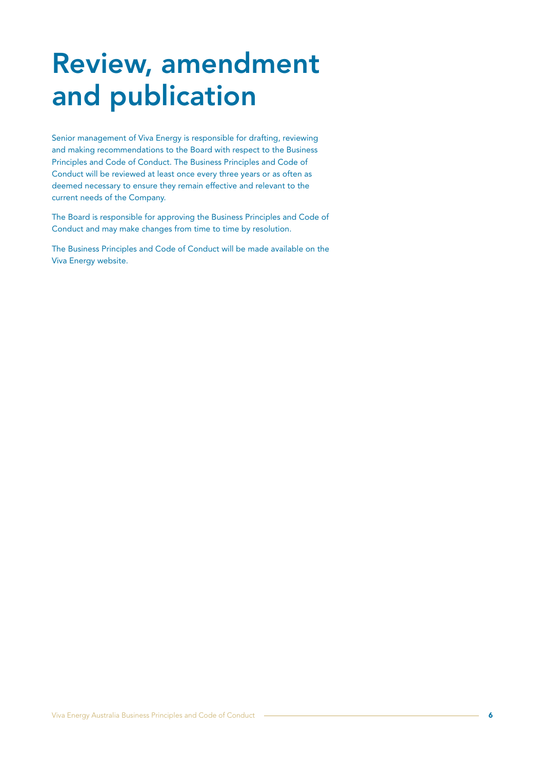# Review, amendment and publication

Senior management of Viva Energy is responsible for drafting, reviewing and making recommendations to the Board with respect to the Business Principles and Code of Conduct. The Business Principles and Code of Conduct will be reviewed at least once every three years or as often as deemed necessary to ensure they remain effective and relevant to the current needs of the Company.

The Board is responsible for approving the Business Principles and Code of Conduct and may make changes from time to time by resolution.

The Business Principles and Code of Conduct will be made available on the Viva Energy website.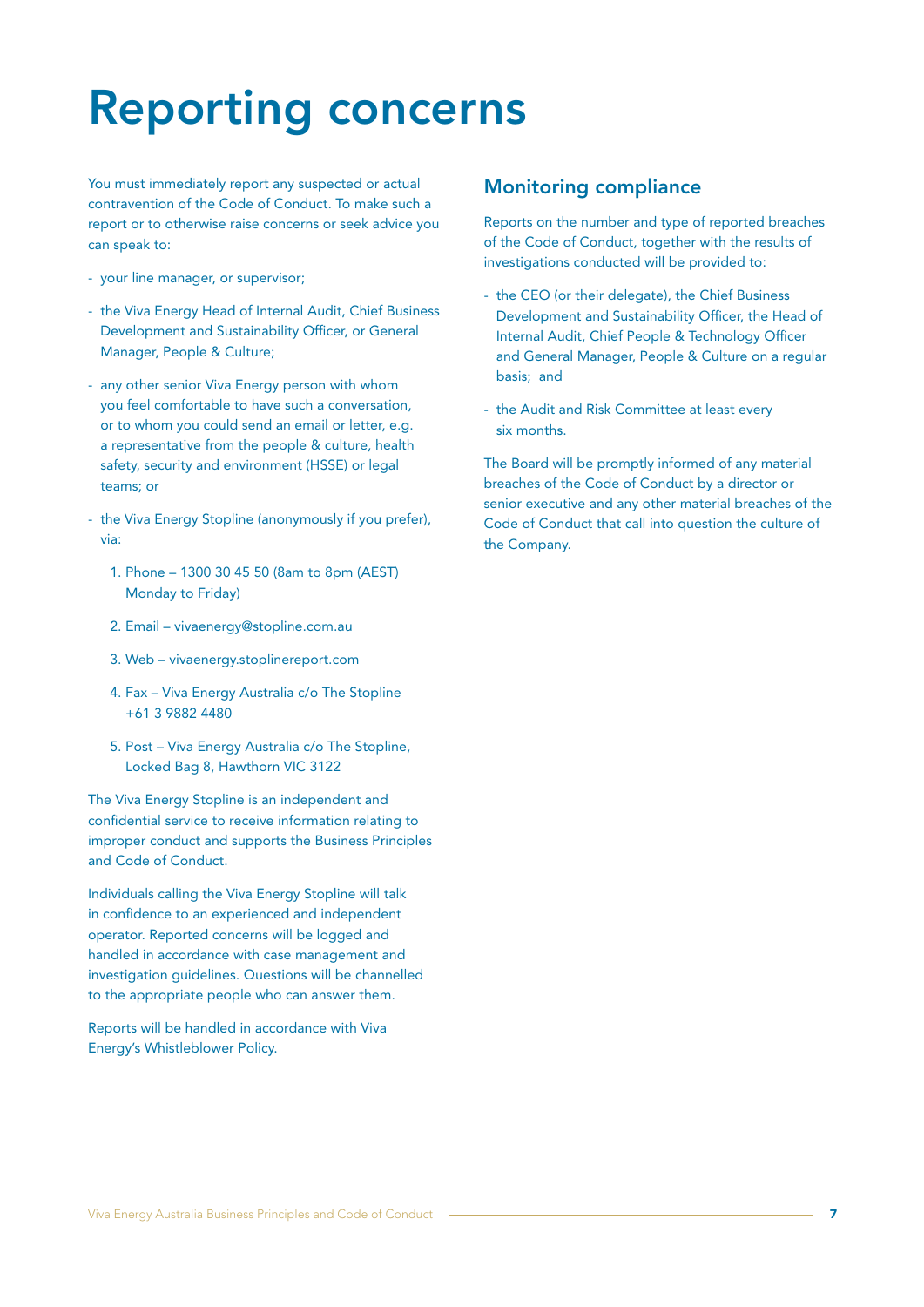# Reporting concerns

You must immediately report any suspected or actual contravention of the Code of Conduct. To make such a report or to otherwise raise concerns or seek advice you can speak to:

- your line manager, or supervisor;
- the Viva Energy Head of Internal Audit, Chief Business Development and Sustainability Officer, or General Manager, People & Culture;
- any other senior Viva Energy person with whom you feel comfortable to have such a conversation, or to whom you could send an email or letter, e.g. a representative from the people & culture, health safety, security and environment (HSSE) or legal teams; or
- the Viva Energy Stopline (anonymously if you prefer), via:
  1. Phone – 1300 30 45 50 (8am to 8pm (AEST) Monday to Friday)
  2. Email – vivaenergy@stopline.com.au
  3. Web – vivaenergy.stoplinereport.com
  4. Fax – Viva Energy Australia c/o The Stopline +61 3 9882 4480
  5. Post – Viva Energy Australia c/o The Stopline, Locked Bag 8, Hawthorn VIC 3122

The Viva Energy Stopline is an independent and confidential service to receive information relating to improper conduct and supports the Business Principles and Code of Conduct.

Individuals calling the Viva Energy Stopline will talk in confidence to an experienced and independent operator. Reported concerns will be logged and handled in accordance with case management and investigation guidelines. Questions will be channelled to the appropriate people who can answer them.

Reports will be handled in accordance with Viva Energy's Whistleblower Policy.

## Monitoring compliance

Reports on the number and type of reported breaches of the Code of Conduct, together with the results of investigations conducted will be provided to:

- the CEO (or their delegate), the Chief Business Development and Sustainability Officer, the Head of Internal Audit, Chief People & Technology Officer and General Manager, People & Culture on a regular basis; and
- the Audit and Risk Committee at least every six months.

The Board will be promptly informed of any material breaches of the Code of Conduct by a director or senior executive and any other material breaches of the Code of Conduct that call into question the culture of the Company.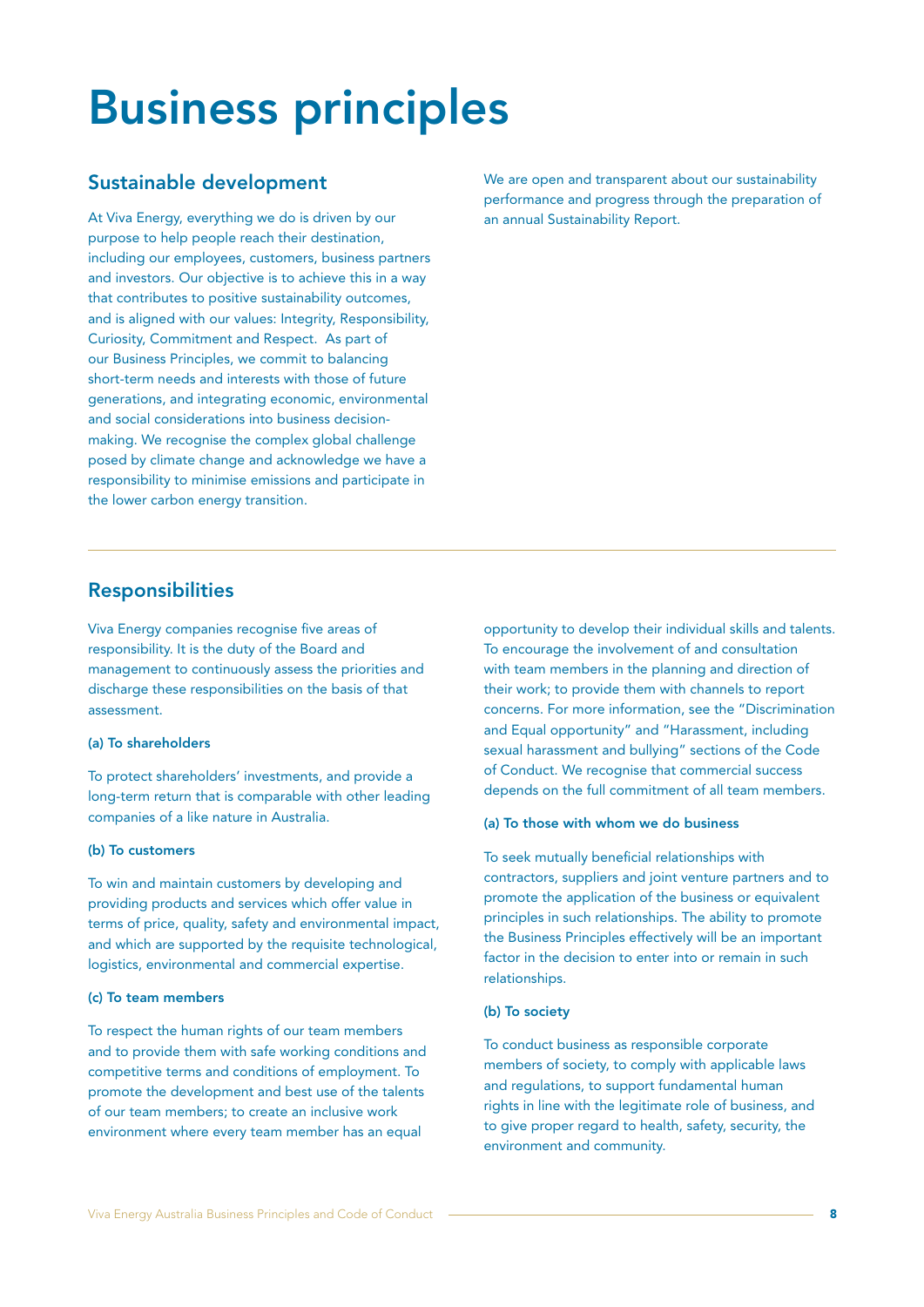# Business principles

## Sustainable development

At Viva Energy, everything we do is driven by our purpose to help people reach their destination, including our employees, customers, business partners and investors. Our objective is to achieve this in a way that contributes to positive sustainability outcomes, and is aligned with our values: Integrity, Responsibility, Curiosity, Commitment and Respect. As part of our Business Principles, we commit to balancing short-term needs and interests with those of future generations, and integrating economic, environmental and social considerations into business decision-making. We recognise the complex global challenge posed by climate change and acknowledge we have a responsibility to minimise emissions and participate in the lower carbon energy transition.

We are open and transparent about our sustainability performance and progress through the preparation of an annual Sustainability Report.

## Responsibilities

Viva Energy companies recognise five areas of responsibility. It is the duty of the Board and management to continuously assess the priorities and discharge these responsibilities on the basis of that assessment.

#### (a) To shareholders

To protect shareholders' investments, and provide a long-term return that is comparable with other leading companies of a like nature in Australia.

#### (b) To customers

To win and maintain customers by developing and providing products and services which offer value in terms of price, quality, safety and environmental impact, and which are supported by the requisite technological, logistics, environmental and commercial expertise.

#### (c) To team members

To respect the human rights of our team members and to provide them with safe working conditions and competitive terms and conditions of employment. To promote the development and best use of the talents of our team members; to create an inclusive work environment where every team member has an equal opportunity to develop their individual skills and talents. To encourage the involvement of and consultation with team members in the planning and direction of their work; to provide them with channels to report concerns. For more information, see the "Discrimination and Equal opportunity" and "Harassment, including sexual harassment and bullying" sections of the Code of Conduct. We recognise that commercial success depends on the full commitment of all team members.

#### (a) To those with whom we do business

To seek mutually beneficial relationships with contractors, suppliers and joint venture partners and to promote the application of the business or equivalent principles in such relationships. The ability to promote the Business Principles effectively will be an important factor in the decision to enter into or remain in such relationships.

#### (b) To society

To conduct business as responsible corporate members of society, to comply with applicable laws and regulations, to support fundamental human rights in line with the legitimate role of business, and to give proper regard to health, safety, security, the environment and community.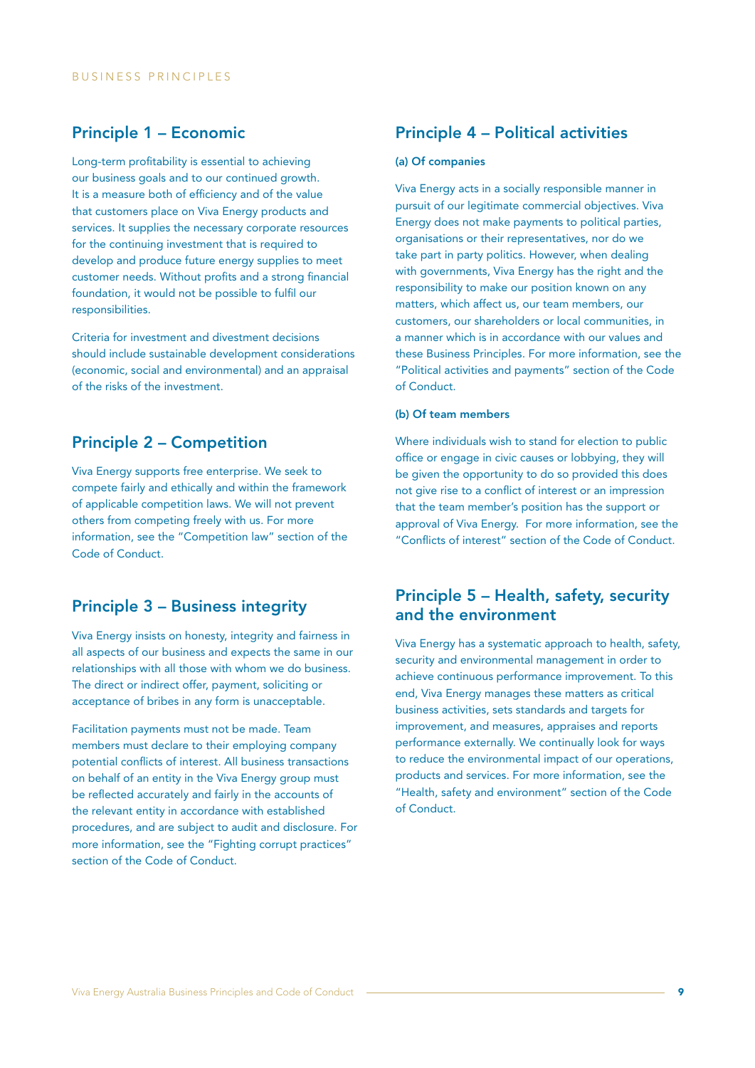BUSINESS PRINCIPLES

## Principle 1 – Economic

Long-term profitability is essential to achieving our business goals and to our continued growth. It is a measure both of efficiency and of the value that customers place on Viva Energy products and services. It supplies the necessary corporate resources for the continuing investment that is required to develop and produce future energy supplies to meet customer needs. Without profits and a strong financial foundation, it would not be possible to fulfil our responsibilities.

Criteria for investment and divestment decisions should include sustainable development considerations (economic, social and environmental) and an appraisal of the risks of the investment.

## Principle 2 – Competition

Viva Energy supports free enterprise. We seek to compete fairly and ethically and within the framework of applicable competition laws. We will not prevent others from competing freely with us. For more information, see the "Competition law" section of the Code of Conduct.

## Principle 3 – Business integrity

Viva Energy insists on honesty, integrity and fairness in all aspects of our business and expects the same in our relationships with all those with whom we do business. The direct or indirect offer, payment, soliciting or acceptance of bribes in any form is unacceptable.

Facilitation payments must not be made. Team members must declare to their employing company potential conflicts of interest. All business transactions on behalf of an entity in the Viva Energy group must be reflected accurately and fairly in the accounts of the relevant entity in accordance with established procedures, and are subject to audit and disclosure. For more information, see the "Fighting corrupt practices" section of the Code of Conduct.

## Principle 4 – Political activities

#### (a) Of companies

Viva Energy acts in a socially responsible manner in pursuit of our legitimate commercial objectives. Viva Energy does not make payments to political parties, organisations or their representatives, nor do we take part in party politics. However, when dealing with governments, Viva Energy has the right and the responsibility to make our position known on any matters, which affect us, our team members, our customers, our shareholders or local communities, in a manner which is in accordance with our values and these Business Principles. For more information, see the "Political activities and payments" section of the Code of Conduct.

#### (b) Of team members

Where individuals wish to stand for election to public office or engage in civic causes or lobbying, they will be given the opportunity to do so provided this does not give rise to a conflict of interest or an impression that the team member's position has the support or approval of Viva Energy. For more information, see the "Conflicts of interest" section of the Code of Conduct.

## Principle 5 – Health, safety, security and the environment

Viva Energy has a systematic approach to health, safety, security and environmental management in order to achieve continuous performance improvement. To this end, Viva Energy manages these matters as critical business activities, sets standards and targets for improvement, and measures, appraises and reports performance externally. We continually look for ways to reduce the environmental impact of our operations, products and services. For more information, see the "Health, safety and environment" section of the Code of Conduct.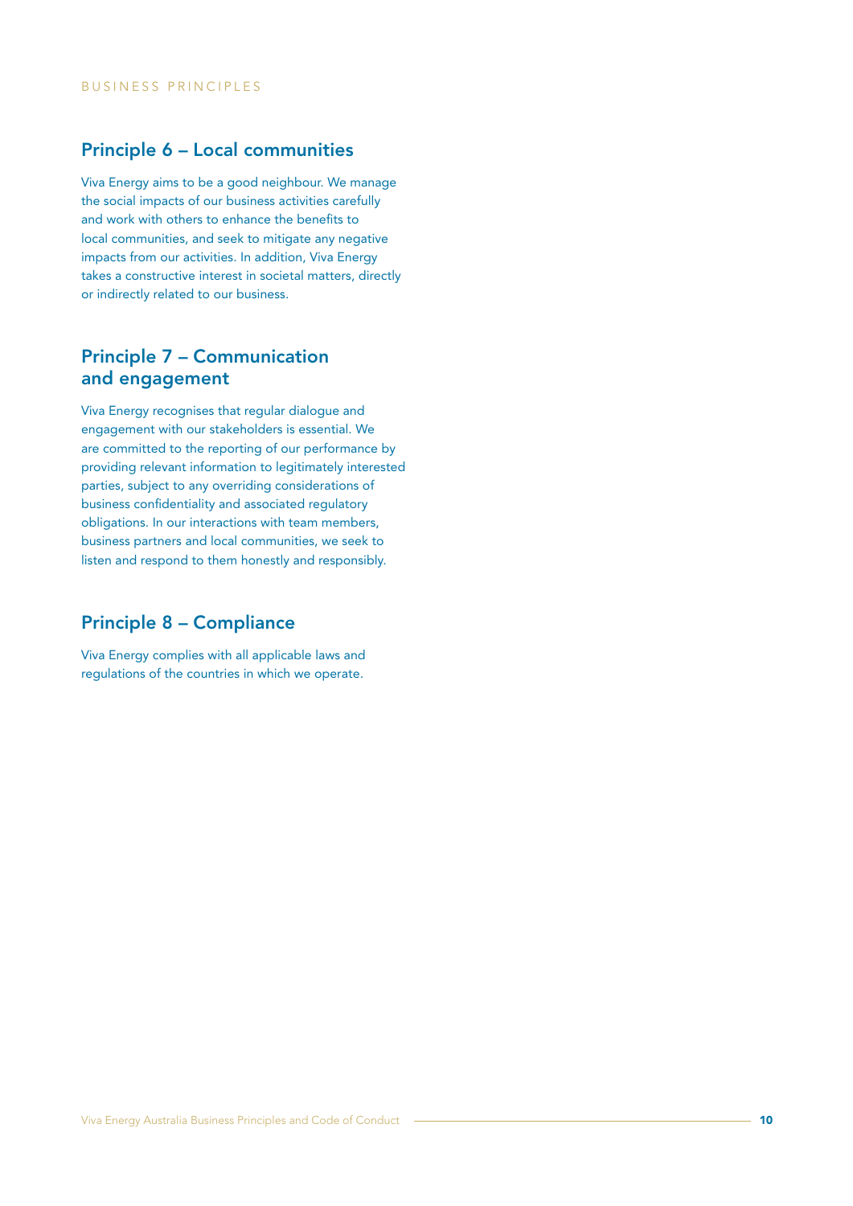## Principle 6 – Local communities

Viva Energy aims to be a good neighbour. We manage the social impacts of our business activities carefully and work with others to enhance the benefits to local communities, and seek to mitigate any negative impacts from our activities. In addition, Viva Energy takes a constructive interest in societal matters, directly or indirectly related to our business.

## Principle 7 – Communication and engagement

Viva Energy recognises that regular dialogue and engagement with our stakeholders is essential. We are committed to the reporting of our performance by providing relevant information to legitimately interested parties, subject to any overriding considerations of business confidentiality and associated regulatory obligations. In our interactions with team members, business partners and local communities, we seek to listen and respond to them honestly and responsibly.

## Principle 8 – Compliance

Viva Energy complies with all applicable laws and regulations of the countries in which we operate.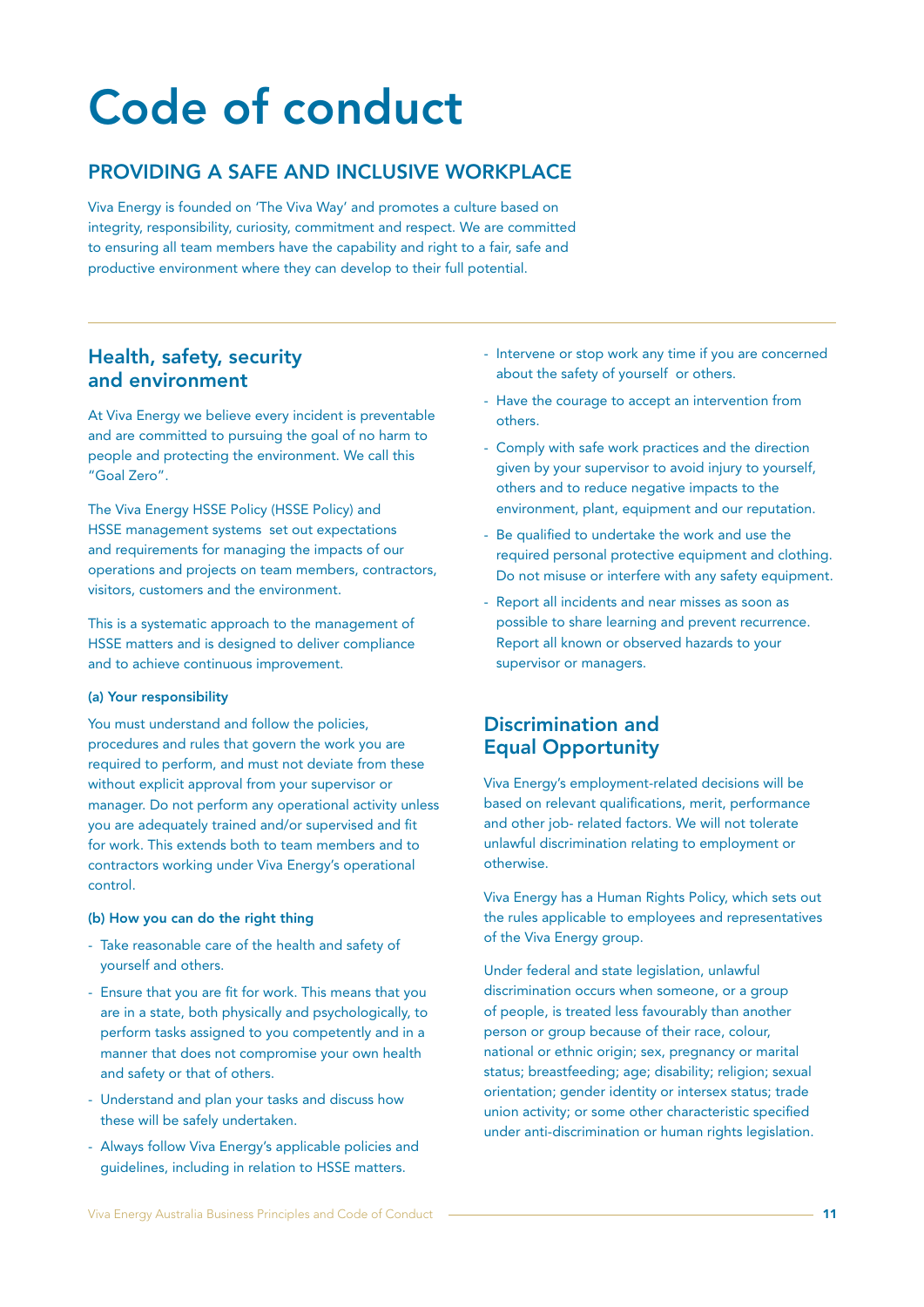# Code of conduct

## PROVIDING A SAFE AND INCLUSIVE WORKPLACE

Viva Energy is founded on 'The Viva Way' and promotes a culture based on integrity, responsibility, curiosity, commitment and respect. We are committed to ensuring all team members have the capability and right to a fair, safe and productive environment where they can develop to their full potential.

### Health, safety, security and environment

At Viva Energy we believe every incident is preventable and are committed to pursuing the goal of no harm to people and protecting the environment. We call this "Goal Zero".

The Viva Energy HSSE Policy (HSSE Policy) and HSSE management systems set out expectations and requirements for managing the impacts of our operations and projects on team members, contractors, visitors, customers and the environment.

This is a systematic approach to the management of HSSE matters and is designed to deliver compliance and to achieve continuous improvement.

#### (a) Your responsibility

You must understand and follow the policies, procedures and rules that govern the work you are required to perform, and must not deviate from these without explicit approval from your supervisor or manager. Do not perform any operational activity unless you are adequately trained and/or supervised and fit for work. This extends both to team members and to contractors working under Viva Energy's operational control.

#### (b) How you can do the right thing

- Take reasonable care of the health and safety of yourself and others.
- Ensure that you are fit for work. This means that you are in a state, both physically and psychologically, to perform tasks assigned to you competently and in a manner that does not compromise your own health and safety or that of others.
- Understand and plan your tasks and discuss how these will be safely undertaken.
- Always follow Viva Energy's applicable policies and guidelines, including in relation to HSSE matters.
- Intervene or stop work any time if you are concerned about the safety of yourself or others.
- Have the courage to accept an intervention from others.
- Comply with safe work practices and the direction given by your supervisor to avoid injury to yourself, others and to reduce negative impacts to the environment, plant, equipment and our reputation.
- Be qualified to undertake the work and use the required personal protective equipment and clothing. Do not misuse or interfere with any safety equipment.
- Report all incidents and near misses as soon as possible to share learning and prevent recurrence. Report all known or observed hazards to your supervisor or managers.

### Discrimination and Equal Opportunity

Viva Energy's employment-related decisions will be based on relevant qualifications, merit, performance and other job- related factors. We will not tolerate unlawful discrimination relating to employment or otherwise.

Viva Energy has a Human Rights Policy, which sets out the rules applicable to employees and representatives of the Viva Energy group.

Under federal and state legislation, unlawful discrimination occurs when someone, or a group of people, is treated less favourably than another person or group because of their race, colour, national or ethnic origin; sex, pregnancy or marital status; breastfeeding; age; disability; religion; sexual orientation; gender identity or intersex status; trade union activity; or some other characteristic specified under anti-discrimination or human rights legislation.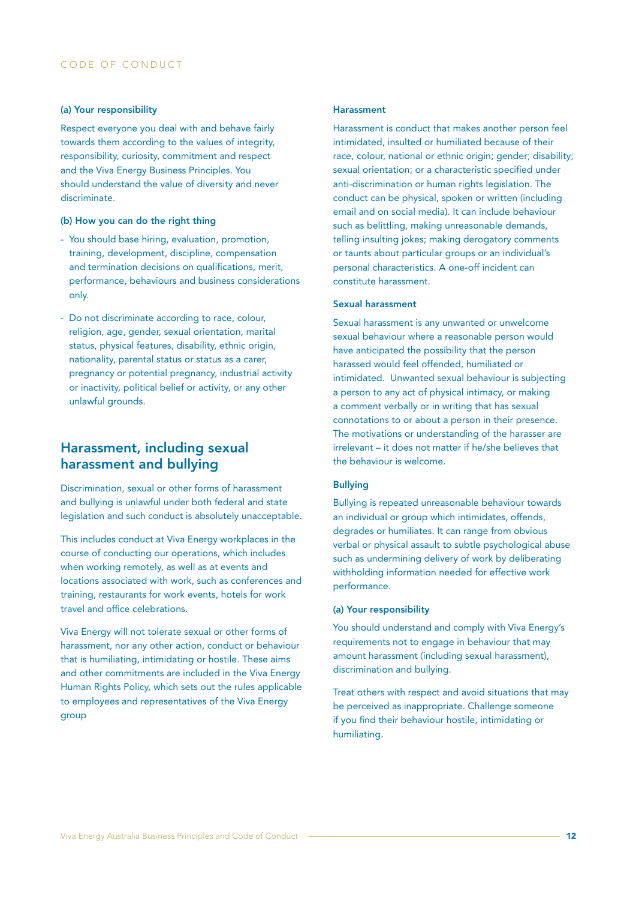#### (a) Your responsibility

Respect everyone you deal with and behave fairly towards them according to the values of integrity, responsibility, curiosity, commitment and respect and the Viva Energy Business Principles. You should understand the value of diversity and never discriminate.

#### (b) How you can do the right thing

- You should base hiring, evaluation, promotion, training, development, discipline, compensation and termination decisions on qualifications, merit, performance, behaviours and business considerations only.
- Do not discriminate according to race, colour, religion, age, gender, sexual orientation, marital status, physical features, disability, ethnic origin, nationality, parental status or status as a carer, pregnancy or potential pregnancy, industrial activity or inactivity, political belief or activity, or any other unlawful grounds.

## Harassment, including sexual harassment and bullying

Discrimination, sexual or other forms of harassment and bullying is unlawful under both federal and state legislation and such conduct is absolutely unacceptable.

This includes conduct at Viva Energy workplaces in the course of conducting our operations, which includes when working remotely, as well as at events and locations associated with work, such as conferences and training, restaurants for work events, hotels for work travel and office celebrations.

Viva Energy will not tolerate sexual or other forms of harassment, nor any other action, conduct or behaviour that is humiliating, intimidating or hostile. These aims and other commitments are included in the Viva Energy Human Rights Policy, which sets out the rules applicable to employees and representatives of the Viva Energy group

#### Harassment

Harassment is conduct that makes another person feel intimidated, insulted or humiliated because of their race, colour, national or ethnic origin; gender; disability; sexual orientation; or a characteristic specified under anti-discrimination or human rights legislation. The conduct can be physical, spoken or written (including email and on social media). It can include behaviour such as belittling, making unreasonable demands, telling insulting jokes; making derogatory comments or taunts about particular groups or an individual's personal characteristics. A one-off incident can constitute harassment.

#### Sexual harassment

Sexual harassment is any unwanted or unwelcome sexual behaviour where a reasonable person would have anticipated the possibility that the person harassed would feel offended, humiliated or intimidated. Unwanted sexual behaviour is subjecting a person to any act of physical intimacy, or making a comment verbally or in writing that has sexual connotations to or about a person in their presence. The motivations or understanding of the harasser are irrelevant – it does not matter if he/she believes that the behaviour is welcome.

#### Bullying

Bullying is repeated unreasonable behaviour towards an individual or group which intimidates, offends, degrades or humiliates. It can range from obvious verbal or physical assault to subtle psychological abuse such as undermining delivery of work by deliberating withholding information needed for effective work performance.

#### (a) Your responsibility

You should understand and comply with Viva Energy's requirements not to engage in behaviour that may amount harassment (including sexual harassment), discrimination and bullying.

Treat others with respect and avoid situations that may be perceived as inappropriate. Challenge someone if you find their behaviour hostile, intimidating or humiliating.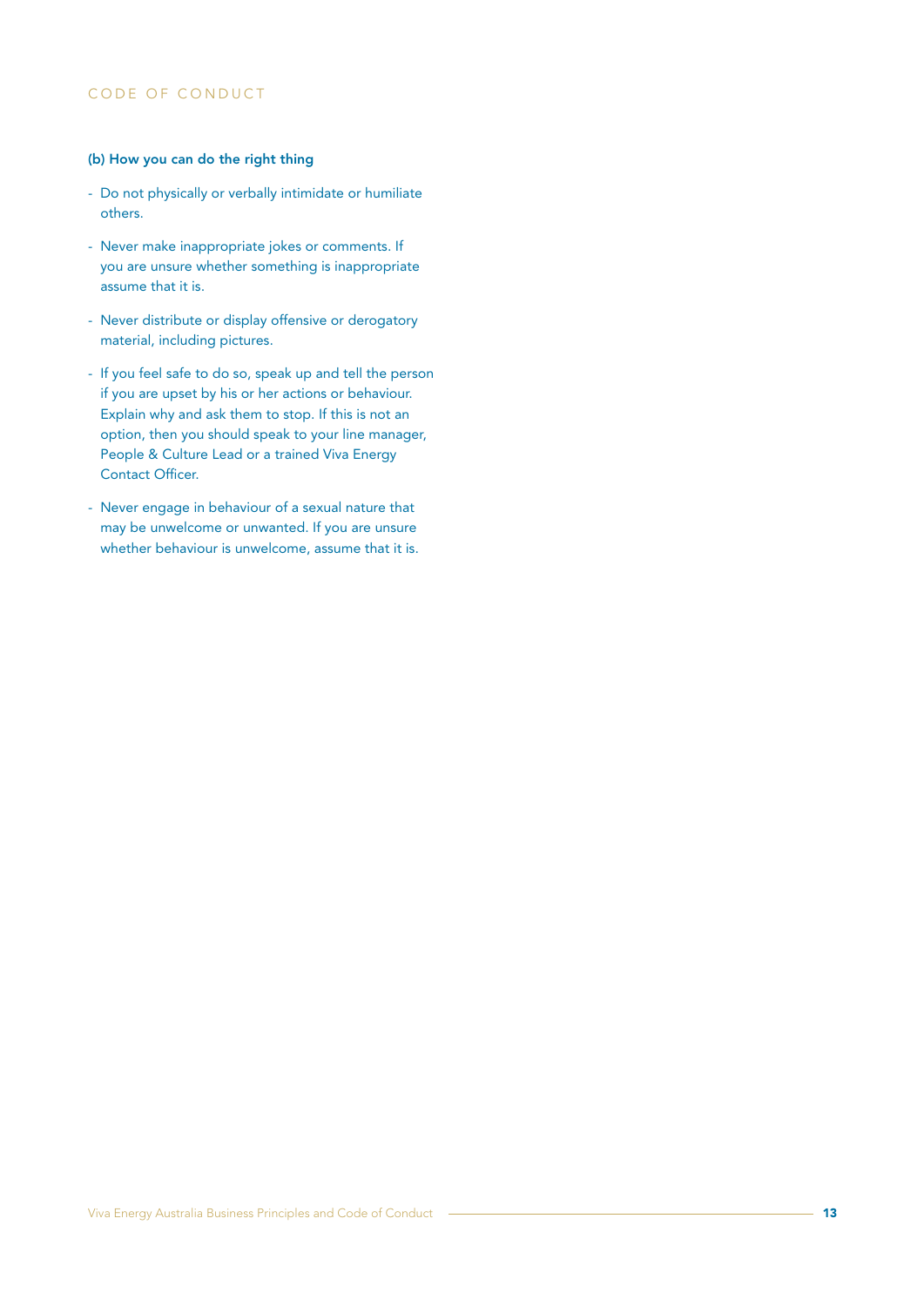#### (b) How you can do the right thing

- Do not physically or verbally intimidate or humiliate others.
- Never make inappropriate jokes or comments. If you are unsure whether something is inappropriate assume that it is.
- Never distribute or display offensive or derogatory material, including pictures.
- If you feel safe to do so, speak up and tell the person if you are upset by his or her actions or behaviour. Explain why and ask them to stop. If this is not an option, then you should speak to your line manager, People & Culture Lead or a trained Viva Energy Contact Officer.
- Never engage in behaviour of a sexual nature that may be unwelcome or unwanted. If you are unsure whether behaviour is unwelcome, assume that it is.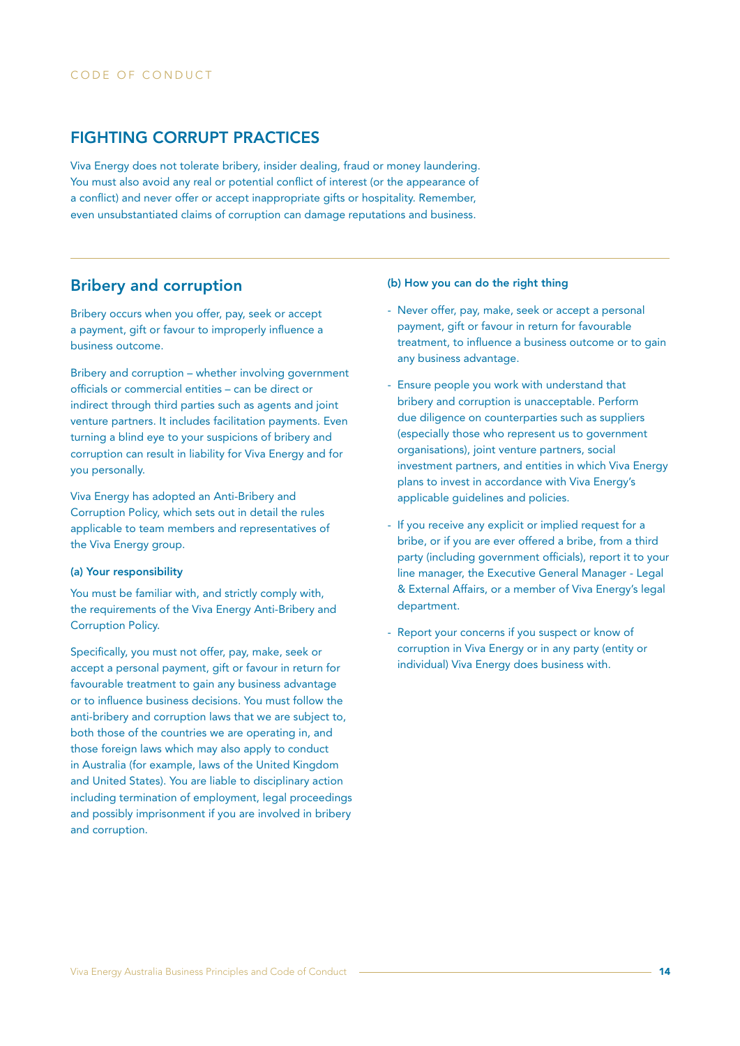## FIGHTING CORRUPT PRACTICES

Viva Energy does not tolerate bribery, insider dealing, fraud or money laundering. You must also avoid any real or potential conflict of interest (or the appearance of a conflict) and never offer or accept inappropriate gifts or hospitality. Remember, even unsubstantiated claims of corruption can damage reputations and business.

### Bribery and corruption

Bribery occurs when you offer, pay, seek or accept a payment, gift or favour to improperly influence a business outcome.

Bribery and corruption – whether involving government officials or commercial entities – can be direct or indirect through third parties such as agents and joint venture partners. It includes facilitation payments. Even turning a blind eye to your suspicions of bribery and corruption can result in liability for Viva Energy and for you personally.

Viva Energy has adopted an Anti-Bribery and Corruption Policy, which sets out in detail the rules applicable to team members and representatives of the Viva Energy group.

#### (a) Your responsibility

You must be familiar with, and strictly comply with, the requirements of the Viva Energy Anti-Bribery and Corruption Policy.

Specifically, you must not offer, pay, make, seek or accept a personal payment, gift or favour in return for favourable treatment to gain any business advantage or to influence business decisions. You must follow the anti-bribery and corruption laws that we are subject to, both those of the countries we are operating in, and those foreign laws which may also apply to conduct in Australia (for example, laws of the United Kingdom and United States). You are liable to disciplinary action including termination of employment, legal proceedings and possibly imprisonment if you are involved in bribery and corruption.

#### (b) How you can do the right thing

- Never offer, pay, make, seek or accept a personal payment, gift or favour in return for favourable treatment, to influence a business outcome or to gain any business advantage.
- Ensure people you work with understand that bribery and corruption is unacceptable. Perform due diligence on counterparties such as suppliers (especially those who represent us to government organisations), joint venture partners, social investment partners, and entities in which Viva Energy plans to invest in accordance with Viva Energy's applicable guidelines and policies.
- If you receive any explicit or implied request for a bribe, or if you are ever offered a bribe, from a third party (including government officials), report it to your line manager, the Executive General Manager - Legal & External Affairs, or a member of Viva Energy's legal department.
- Report your concerns if you suspect or know of corruption in Viva Energy or in any party (entity or individual) Viva Energy does business with.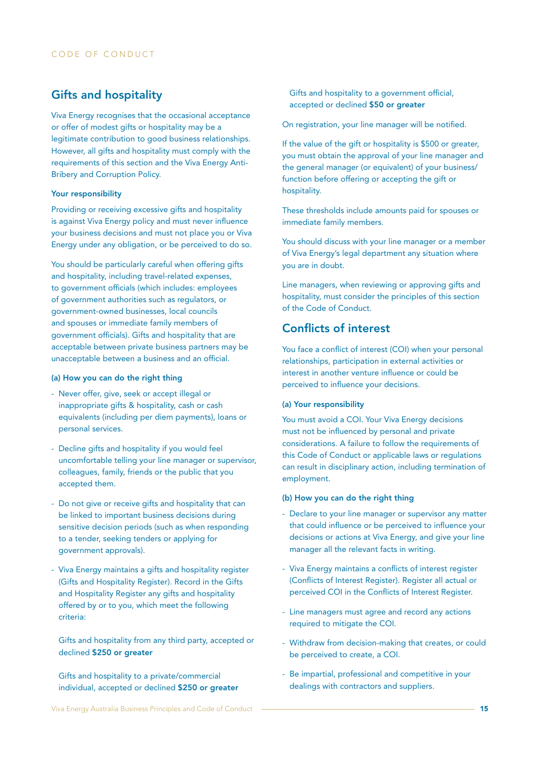## Gifts and hospitality

Viva Energy recognises that the occasional acceptance or offer of modest gifts or hospitality may be a legitimate contribution to good business relationships. However, all gifts and hospitality must comply with the requirements of this section and the Viva Energy Anti-Bribery and Corruption Policy.

#### Your responsibility

Providing or receiving excessive gifts and hospitality is against Viva Energy policy and must never influence your business decisions and must not place you or Viva Energy under any obligation, or be perceived to do so.

You should be particularly careful when offering gifts and hospitality, including travel-related expenses, to government officials (which includes: employees of government authorities such as regulators, or government-owned businesses, local councils and spouses or immediate family members of government officials). Gifts and hospitality that are acceptable between private business partners may be unacceptable between a business and an official.

#### (a) How you can do the right thing

- Never offer, give, seek or accept illegal or inappropriate gifts & hospitality, cash or cash equivalents (including per diem payments), loans or personal services.
- Decline gifts and hospitality if you would feel uncomfortable telling your line manager or supervisor, colleagues, family, friends or the public that you accepted them.
- Do not give or receive gifts and hospitality that can be linked to important business decisions during sensitive decision periods (such as when responding to a tender, seeking tenders or applying for government approvals).
- Viva Energy maintains a gifts and hospitality register (Gifts and Hospitality Register). Record in the Gifts and Hospitality Register any gifts and hospitality offered by or to you, which meet the following criteria:

  Gifts and hospitality from any third party, accepted or declined **$250 or greater**

  Gifts and hospitality to a private/commercial individual, accepted or declined **$250 or greater**

  Gifts and hospitality to a government official, accepted or declined **$50 or greater**

On registration, your line manager will be notified.

If the value of the gift or hospitality is $500 or greater, you must obtain the approval of your line manager and the general manager (or equivalent) of your business/function before offering or accepting the gift or hospitality.

These thresholds include amounts paid for spouses or immediate family members.

You should discuss with your line manager or a member of Viva Energy's legal department any situation where you are in doubt.

Line managers, when reviewing or approving gifts and hospitality, must consider the principles of this section of the Code of Conduct.

## Conflicts of interest

You face a conflict of interest (COI) when your personal relationships, participation in external activities or interest in another venture influence or could be perceived to influence your decisions.

#### (a) Your responsibility

You must avoid a COI. Your Viva Energy decisions must not be influenced by personal and private considerations. A failure to follow the requirements of this Code of Conduct or applicable laws or regulations can result in disciplinary action, including termination of employment.

#### (b) How you can do the right thing

- Declare to your line manager or supervisor any matter that could influence or be perceived to influence your decisions or actions at Viva Energy, and give your line manager all the relevant facts in writing.
- Viva Energy maintains a conflicts of interest register (Conflicts of Interest Register). Register all actual or perceived COI in the Conflicts of Interest Register.
- Line managers must agree and record any actions required to mitigate the COI.
- Withdraw from decision-making that creates, or could be perceived to create, a COI.
- Be impartial, professional and competitive in your dealings with contractors and suppliers.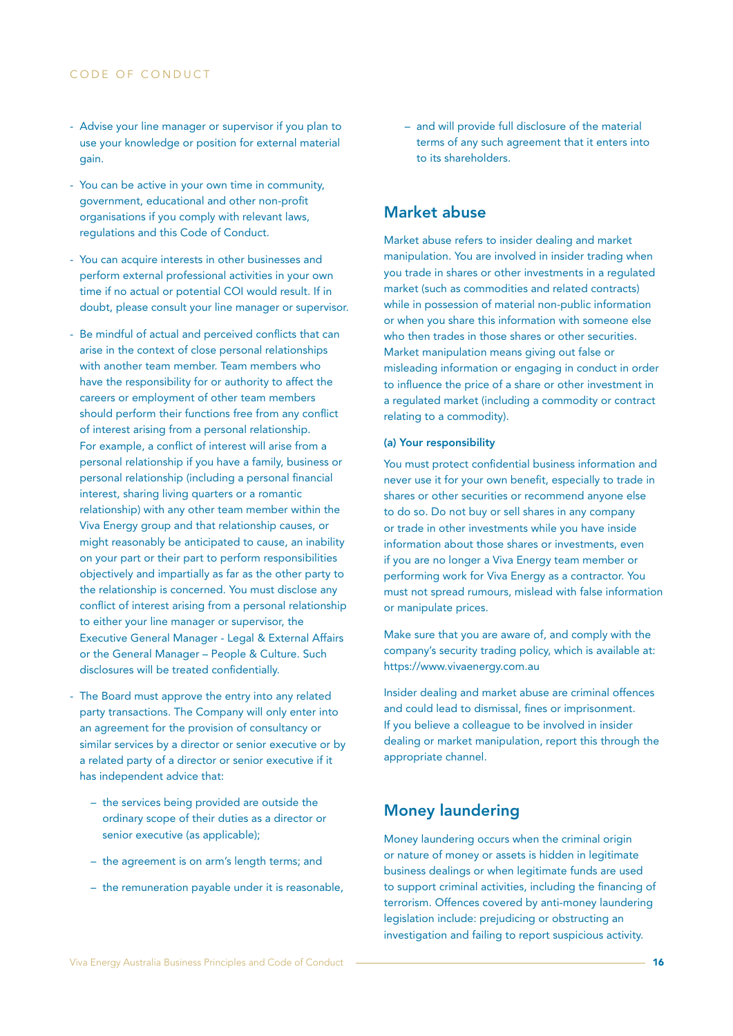- Advise your line manager or supervisor if you plan to use your knowledge or position for external material gain.
- You can be active in your own time in community, government, educational and other non-profit organisations if you comply with relevant laws, regulations and this Code of Conduct.
- You can acquire interests in other businesses and perform external professional activities in your own time if no actual or potential COI would result. If in doubt, please consult your line manager or supervisor.
- Be mindful of actual and perceived conflicts that can arise in the context of close personal relationships with another team member. Team members who have the responsibility for or authority to affect the careers or employment of other team members should perform their functions free from any conflict of interest arising from a personal relationship. For example, a conflict of interest will arise from a personal relationship if you have a family, business or personal relationship (including a personal financial interest, sharing living quarters or a romantic relationship) with any other team member within the Viva Energy group and that relationship causes, or might reasonably be anticipated to cause, an inability on your part or their part to perform responsibilities objectively and impartially as far as the other party to the relationship is concerned. You must disclose any conflict of interest arising from a personal relationship to either your line manager or supervisor, the Executive General Manager - Legal & External Affairs or the General Manager – People & Culture. Such disclosures will be treated confidentially.
- The Board must approve the entry into any related party transactions. The Company will only enter into an agreement for the provision of consultancy or similar services by a director or senior executive or by a related party of a director or senior executive if it has independent advice that:
  - the services being provided are outside the ordinary scope of their duties as a director or senior executive (as applicable);
  - the agreement is on arm's length terms; and
  - the remuneration payable under it is reasonable,
  - and will provide full disclosure of the material terms of any such agreement that it enters into to its shareholders.

## Market abuse

Market abuse refers to insider dealing and market manipulation. You are involved in insider trading when you trade in shares or other investments in a regulated market (such as commodities and related contracts) while in possession of material non-public information or when you share this information with someone else who then trades in those shares or other securities. Market manipulation means giving out false or misleading information or engaging in conduct in order to influence the price of a share or other investment in a regulated market (including a commodity or contract relating to a commodity).

**(a) Your responsibility**

You must protect confidential business information and never use it for your own benefit, especially to trade in shares or other securities or recommend anyone else to do so. Do not buy or sell shares in any company or trade in other investments while you have inside information about those shares or investments, even if you are no longer a Viva Energy team member or performing work for Viva Energy as a contractor. You must not spread rumours, mislead with false information or manipulate prices.

Make sure that you are aware of, and comply with the company's security trading policy, which is available at: https://www.vivaenergy.com.au

Insider dealing and market abuse are criminal offences and could lead to dismissal, fines or imprisonment. If you believe a colleague to be involved in insider dealing or market manipulation, report this through the appropriate channel.

## Money laundering

Money laundering occurs when the criminal origin or nature of money or assets is hidden in legitimate business dealings or when legitimate funds are used to support criminal activities, including the financing of terrorism. Offences covered by anti-money laundering legislation include: prejudicing or obstructing an investigation and failing to report suspicious activity.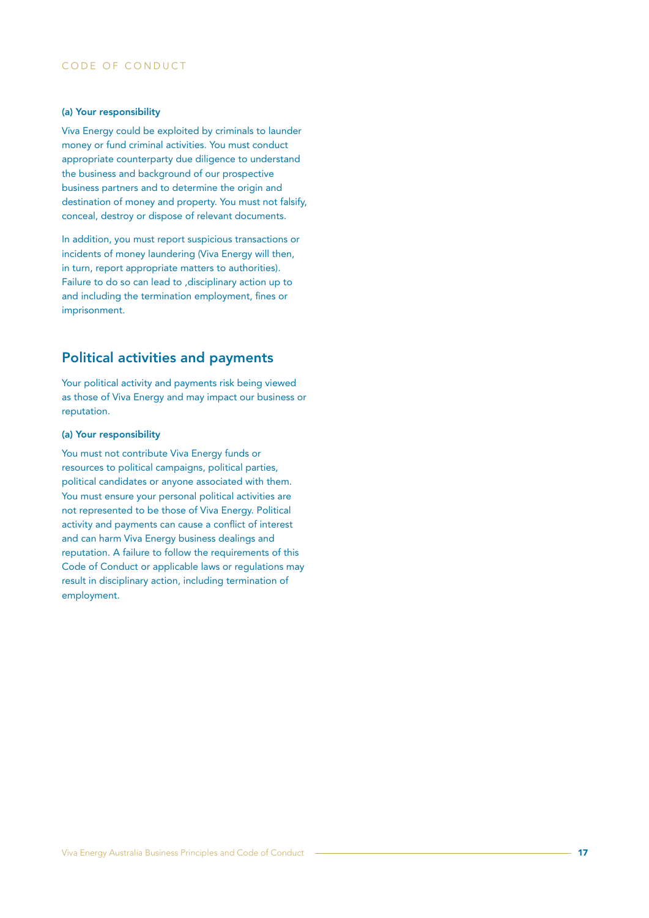#### (a) Your responsibility

Viva Energy could be exploited by criminals to launder money or fund criminal activities. You must conduct appropriate counterparty due diligence to understand the business and background of our prospective business partners and to determine the origin and destination of money and property. You must not falsify, conceal, destroy or dispose of relevant documents.

In addition, you must report suspicious transactions or incidents of money laundering (Viva Energy will then, in turn, report appropriate matters to authorities). Failure to do so can lead to ,disciplinary action up to and including the termination employment, fines or imprisonment.

## Political activities and payments

Your political activity and payments risk being viewed as those of Viva Energy and may impact our business or reputation.

#### (a) Your responsibility

You must not contribute Viva Energy funds or resources to political campaigns, political parties, political candidates or anyone associated with them. You must ensure your personal political activities are not represented to be those of Viva Energy. Political activity and payments can cause a conflict of interest and can harm Viva Energy business dealings and reputation. A failure to follow the requirements of this Code of Conduct or applicable laws or regulations may result in disciplinary action, including termination of employment.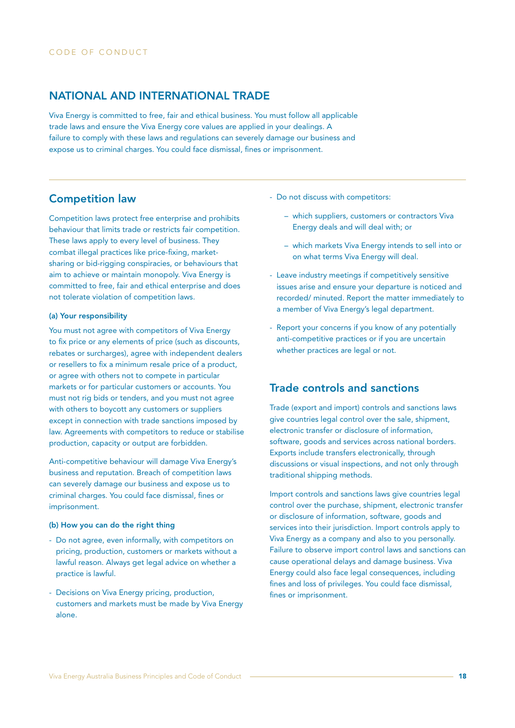# NATIONAL AND INTERNATIONAL TRADE

Viva Energy is committed to free, fair and ethical business. You must follow all applicable trade laws and ensure the Viva Energy core values are applied in your dealings. A failure to comply with these laws and regulations can severely damage our business and expose us to criminal charges. You could face dismissal, fines or imprisonment.

## Competition law

Competition laws protect free enterprise and prohibits behaviour that limits trade or restricts fair competition. These laws apply to every level of business. They combat illegal practices like price-fixing, market-sharing or bid-rigging conspiracies, or behaviours that aim to achieve or maintain monopoly. Viva Energy is committed to free, fair and ethical enterprise and does not tolerate violation of competition laws.

**(a) Your responsibility**

You must not agree with competitors of Viva Energy to fix price or any elements of price (such as discounts, rebates or surcharges), agree with independent dealers or resellers to fix a minimum resale price of a product, or agree with others not to compete in particular markets or for particular customers or accounts. You must not rig bids or tenders, and you must not agree with others to boycott any customers or suppliers except in connection with trade sanctions imposed by law. Agreements with competitors to reduce or stabilise production, capacity or output are forbidden.

Anti-competitive behaviour will damage Viva Energy's business and reputation. Breach of competition laws can severely damage our business and expose us to criminal charges. You could face dismissal, fines or imprisonment.

**(b) How you can do the right thing**

- Do not agree, even informally, with competitors on pricing, production, customers or markets without a lawful reason. Always get legal advice on whether a practice is lawful.
- Decisions on Viva Energy pricing, production, customers and markets must be made by Viva Energy alone.
- Do not discuss with competitors:
  - which suppliers, customers or contractors Viva Energy deals and will deal with; or
  - which markets Viva Energy intends to sell into or on what terms Viva Energy will deal.
- Leave industry meetings if competitively sensitive issues arise and ensure your departure is noticed and recorded/ minuted. Report the matter immediately to a member of Viva Energy's legal department.
- Report your concerns if you know of any potentially anti-competitive practices or if you are uncertain whether practices are legal or not.

## Trade controls and sanctions

Trade (export and import) controls and sanctions laws give countries legal control over the sale, shipment, electronic transfer or disclosure of information, software, goods and services across national borders. Exports include transfers electronically, through discussions or visual inspections, and not only through traditional shipping methods.

Import controls and sanctions laws give countries legal control over the purchase, shipment, electronic transfer or disclosure of information, software, goods and services into their jurisdiction. Import controls apply to Viva Energy as a company and also to you personally. Failure to observe import control laws and sanctions can cause operational delays and damage business. Viva Energy could also face legal consequences, including fines and loss of privileges. You could face dismissal, fines or imprisonment.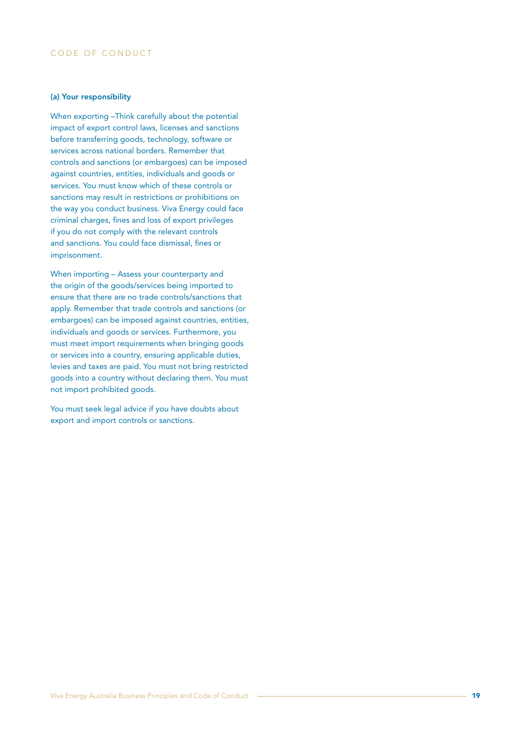#### (a) Your responsibility

When exporting –Think carefully about the potential impact of export control laws, licenses and sanctions before transferring goods, technology, software or services across national borders. Remember that controls and sanctions (or embargoes) can be imposed against countries, entities, individuals and goods or services. You must know which of these controls or sanctions may result in restrictions or prohibitions on the way you conduct business. Viva Energy could face criminal charges, fines and loss of export privileges if you do not comply with the relevant controls and sanctions. You could face dismissal, fines or imprisonment.

When importing – Assess your counterparty and the origin of the goods/services being imported to ensure that there are no trade controls/sanctions that apply. Remember that trade controls and sanctions (or embargoes) can be imposed against countries, entities, individuals and goods or services. Furthermore, you must meet import requirements when bringing goods or services into a country, ensuring applicable duties, levies and taxes are paid. You must not bring restricted goods into a country without declaring them. You must not import prohibited goods.

You must seek legal advice if you have doubts about export and import controls or sanctions.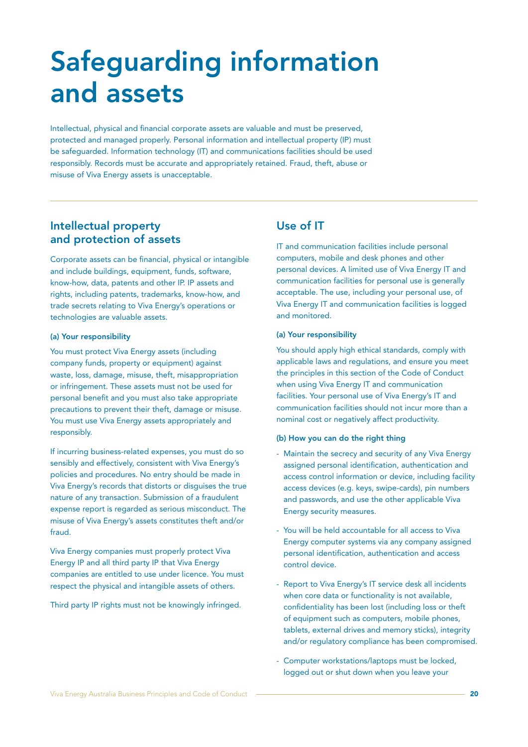# Safeguarding information and assets

Intellectual, physical and financial corporate assets are valuable and must be preserved, protected and managed properly. Personal information and intellectual property (IP) must be safeguarded. Information technology (IT) and communications facilities should be used responsibly. Records must be accurate and appropriately retained. Fraud, theft, abuse or misuse of Viva Energy assets is unacceptable.

## Intellectual property and protection of assets

Corporate assets can be financial, physical or intangible and include buildings, equipment, funds, software, know-how, data, patents and other IP. IP assets and rights, including patents, trademarks, know-how, and trade secrets relating to Viva Energy's operations or technologies are valuable assets.

#### (a) Your responsibility

You must protect Viva Energy assets (including company funds, property or equipment) against waste, loss, damage, misuse, theft, misappropriation or infringement. These assets must not be used for personal benefit and you must also take appropriate precautions to prevent their theft, damage or misuse. You must use Viva Energy assets appropriately and responsibly.

If incurring business-related expenses, you must do so sensibly and effectively, consistent with Viva Energy's policies and procedures. No entry should be made in Viva Energy's records that distorts or disguises the true nature of any transaction. Submission of a fraudulent expense report is regarded as serious misconduct. The misuse of Viva Energy's assets constitutes theft and/or fraud.

Viva Energy companies must properly protect Viva Energy IP and all third party IP that Viva Energy companies are entitled to use under licence. You must respect the physical and intangible assets of others.

Third party IP rights must not be knowingly infringed.

## Use of IT

IT and communication facilities include personal computers, mobile and desk phones and other personal devices. A limited use of Viva Energy IT and communication facilities for personal use is generally acceptable. The use, including your personal use, of Viva Energy IT and communication facilities is logged and monitored.

#### (a) Your responsibility

You should apply high ethical standards, comply with applicable laws and regulations, and ensure you meet the principles in this section of the Code of Conduct when using Viva Energy IT and communication facilities. Your personal use of Viva Energy's IT and communication facilities should not incur more than a nominal cost or negatively affect productivity.

#### (b) How you can do the right thing

- Maintain the secrecy and security of any Viva Energy assigned personal identification, authentication and access control information or device, including facility access devices (e.g. keys, swipe-cards), pin numbers and passwords, and use the other applicable Viva Energy security measures.
- You will be held accountable for all access to Viva Energy computer systems via any company assigned personal identification, authentication and access control device.
- Report to Viva Energy's IT service desk all incidents when core data or functionality is not available, confidentiality has been lost (including loss or theft of equipment such as computers, mobile phones, tablets, external drives and memory sticks), integrity and/or regulatory compliance has been compromised.
- Computer workstations/laptops must be locked, logged out or shut down when you leave your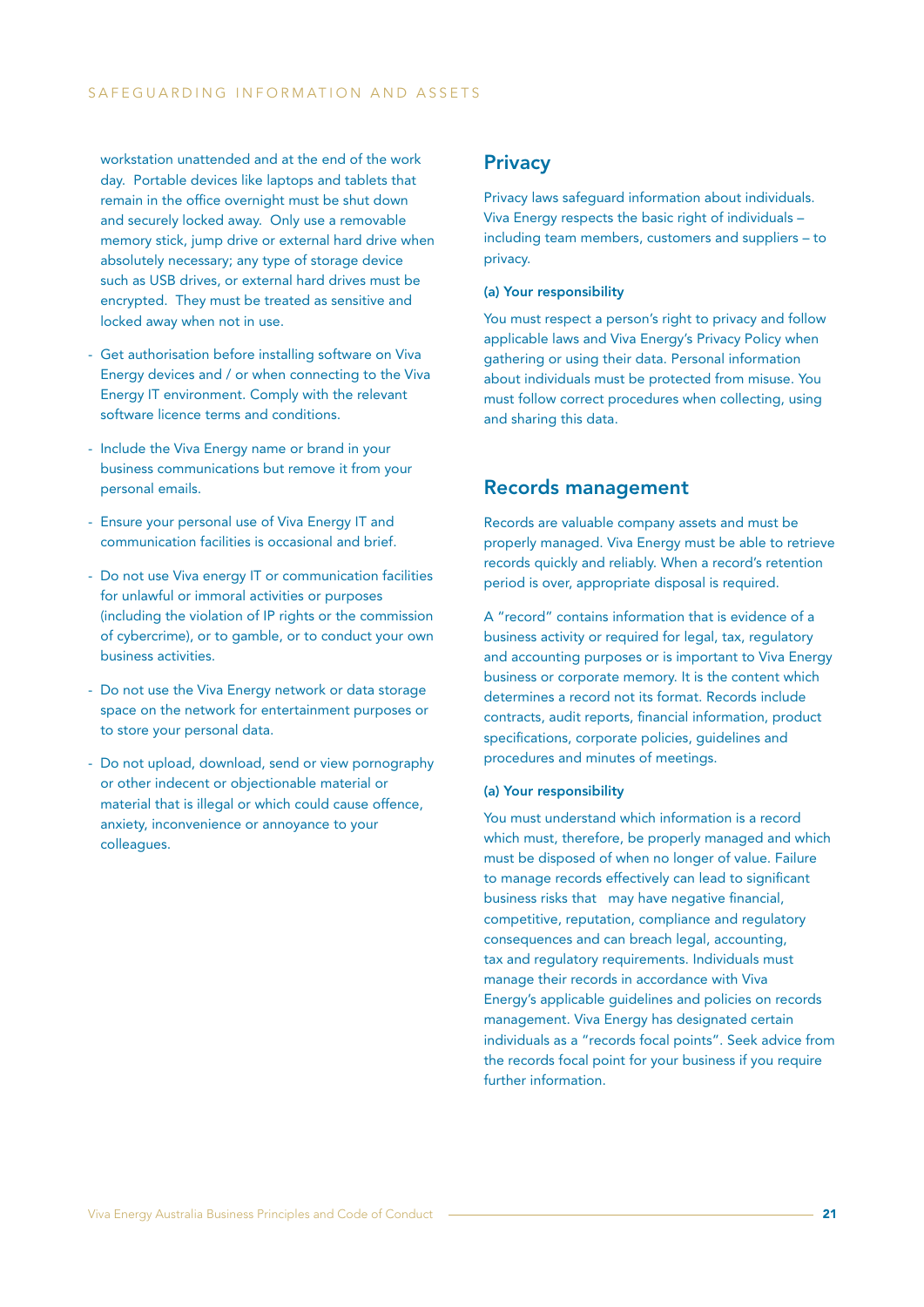workstation unattended and at the end of the work day. Portable devices like laptops and tablets that remain in the office overnight must be shut down and securely locked away. Only use a removable memory stick, jump drive or external hard drive when absolutely necessary; any type of storage device such as USB drives, or external hard drives must be encrypted. They must be treated as sensitive and locked away when not in use.

- Get authorisation before installing software on Viva Energy devices and / or when connecting to the Viva Energy IT environment. Comply with the relevant software licence terms and conditions.
- Include the Viva Energy name or brand in your business communications but remove it from your personal emails.
- Ensure your personal use of Viva Energy IT and communication facilities is occasional and brief.
- Do not use Viva energy IT or communication facilities for unlawful or immoral activities or purposes (including the violation of IP rights or the commission of cybercrime), or to gamble, or to conduct your own business activities.
- Do not use the Viva Energy network or data storage space on the network for entertainment purposes or to store your personal data.
- Do not upload, download, send or view pornography or other indecent or objectionable material or material that is illegal or which could cause offence, anxiety, inconvenience or annoyance to your colleagues.

## Privacy

Privacy laws safeguard information about individuals. Viva Energy respects the basic right of individuals – including team members, customers and suppliers – to privacy.

#### (a) Your responsibility

You must respect a person's right to privacy and follow applicable laws and Viva Energy's Privacy Policy when gathering or using their data. Personal information about individuals must be protected from misuse. You must follow correct procedures when collecting, using and sharing this data.

## Records management

Records are valuable company assets and must be properly managed. Viva Energy must be able to retrieve records quickly and reliably. When a record's retention period is over, appropriate disposal is required.

A "record" contains information that is evidence of a business activity or required for legal, tax, regulatory and accounting purposes or is important to Viva Energy business or corporate memory. It is the content which determines a record not its format. Records include contracts, audit reports, financial information, product specifications, corporate policies, guidelines and procedures and minutes of meetings.

#### (a) Your responsibility

You must understand which information is a record which must, therefore, be properly managed and which must be disposed of when no longer of value. Failure to manage records effectively can lead to significant business risks that may have negative financial, competitive, reputation, compliance and regulatory consequences and can breach legal, accounting, tax and regulatory requirements. Individuals must manage their records in accordance with Viva Energy's applicable guidelines and policies on records management. Viva Energy has designated certain individuals as a "records focal points". Seek advice from the records focal point for your business if you require further information.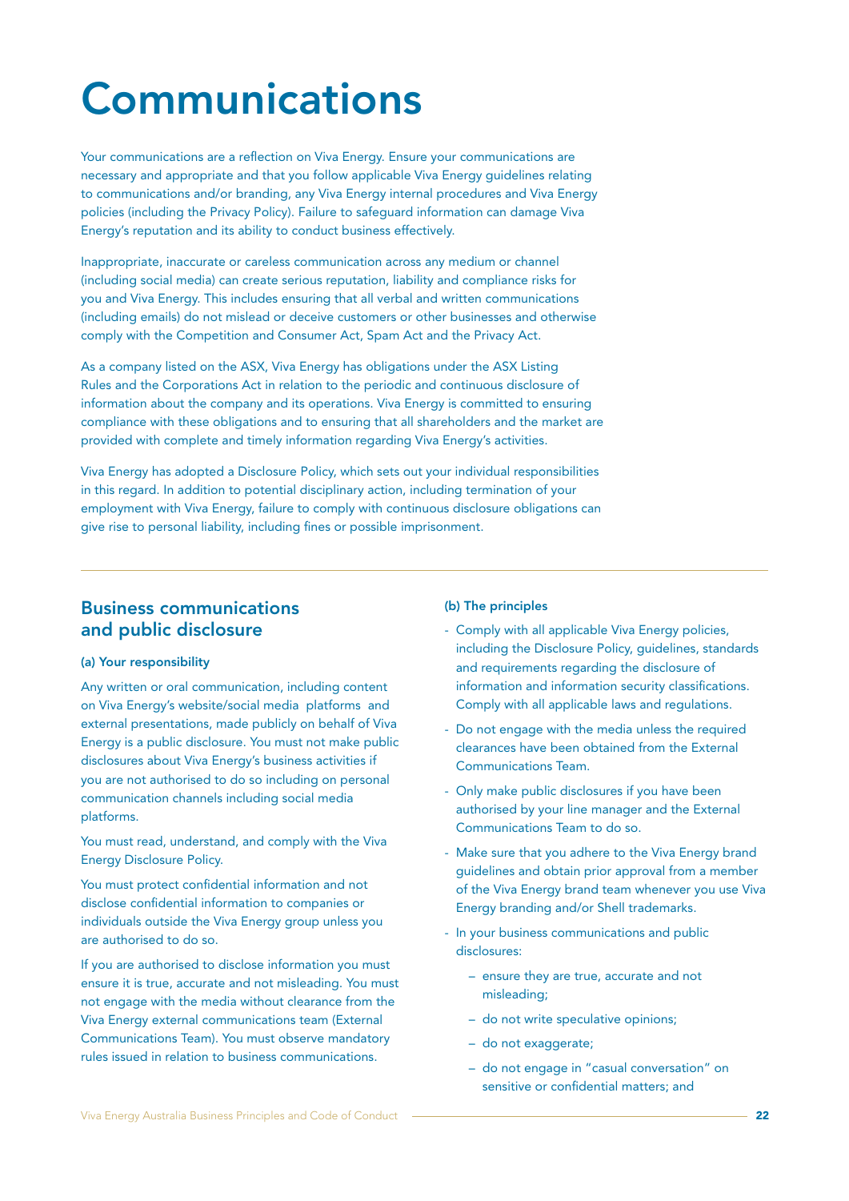# Communications

Your communications are a reflection on Viva Energy. Ensure your communications are necessary and appropriate and that you follow applicable Viva Energy guidelines relating to communications and/or branding, any Viva Energy internal procedures and Viva Energy policies (including the Privacy Policy). Failure to safeguard information can damage Viva Energy's reputation and its ability to conduct business effectively.

Inappropriate, inaccurate or careless communication across any medium or channel (including social media) can create serious reputation, liability and compliance risks for you and Viva Energy. This includes ensuring that all verbal and written communications (including emails) do not mislead or deceive customers or other businesses and otherwise comply with the Competition and Consumer Act, Spam Act and the Privacy Act.

As a company listed on the ASX, Viva Energy has obligations under the ASX Listing Rules and the Corporations Act in relation to the periodic and continuous disclosure of information about the company and its operations. Viva Energy is committed to ensuring compliance with these obligations and to ensuring that all shareholders and the market are provided with complete and timely information regarding Viva Energy's activities.

Viva Energy has adopted a Disclosure Policy, which sets out your individual responsibilities in this regard. In addition to potential disciplinary action, including termination of your employment with Viva Energy, failure to comply with continuous disclosure obligations can give rise to personal liability, including fines or possible imprisonment.

## Business communications and public disclosure

**(a) Your responsibility**

Any written or oral communication, including content on Viva Energy's website/social media platforms and external presentations, made publicly on behalf of Viva Energy is a public disclosure. You must not make public disclosures about Viva Energy's business activities if you are not authorised to do so including on personal communication channels including social media platforms.

You must read, understand, and comply with the Viva Energy Disclosure Policy.

You must protect confidential information and not disclose confidential information to companies or individuals outside the Viva Energy group unless you are authorised to do so.

If you are authorised to disclose information you must ensure it is true, accurate and not misleading. You must not engage with the media without clearance from the Viva Energy external communications team (External Communications Team). You must observe mandatory rules issued in relation to business communications.

**(b) The principles**

- Comply with all applicable Viva Energy policies, including the Disclosure Policy, guidelines, standards and requirements regarding the disclosure of information and information security classifications. Comply with all applicable laws and regulations.
- Do not engage with the media unless the required clearances have been obtained from the External Communications Team.
- Only make public disclosures if you have been authorised by your line manager and the External Communications Team to do so.
- Make sure that you adhere to the Viva Energy brand guidelines and obtain prior approval from a member of the Viva Energy brand team whenever you use Viva Energy branding and/or Shell trademarks.
- In your business communications and public disclosures:
  - ensure they are true, accurate and not misleading;
  - do not write speculative opinions;
  - do not exaggerate;
  - do not engage in "casual conversation" on sensitive or confidential matters; and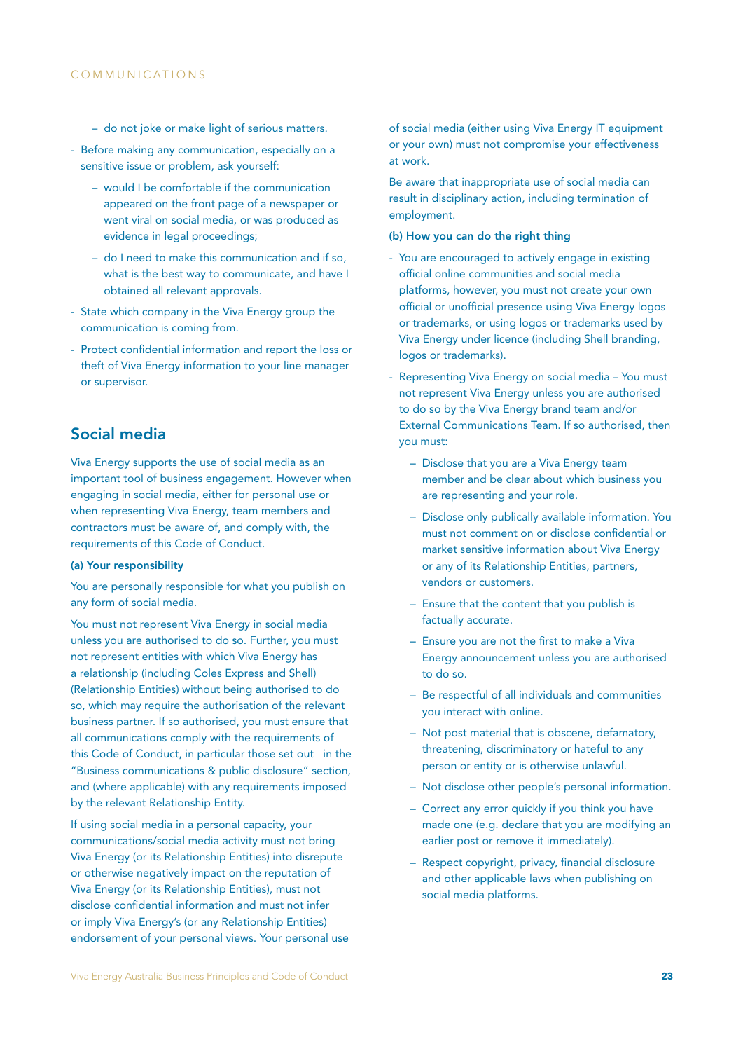- do not joke or make light of serious matters.
- Before making any communication, especially on a sensitive issue or problem, ask yourself:
  - would I be comfortable if the communication appeared on the front page of a newspaper or went viral on social media, or was produced as evidence in legal proceedings;
  - do I need to make this communication and if so, what is the best way to communicate, and have I obtained all relevant approvals.
- State which company in the Viva Energy group the communication is coming from.
- Protect confidential information and report the loss or theft of Viva Energy information to your line manager or supervisor.

## Social media

Viva Energy supports the use of social media as an important tool of business engagement. However when engaging in social media, either for personal use or when representing Viva Energy, team members and contractors must be aware of, and comply with, the requirements of this Code of Conduct.

**(a) Your responsibility**

You are personally responsible for what you publish on any form of social media.

You must not represent Viva Energy in social media unless you are authorised to do so. Further, you must not represent entities with which Viva Energy has a relationship (including Coles Express and Shell) (Relationship Entities) without being authorised to do so, which may require the authorisation of the relevant business partner. If so authorised, you must ensure that all communications comply with the requirements of this Code of Conduct, in particular those set out in the "Business communications & public disclosure" section, and (where applicable) with any requirements imposed by the relevant Relationship Entity.

If using social media in a personal capacity, your communications/social media activity must not bring Viva Energy (or its Relationship Entities) into disrepute or otherwise negatively impact on the reputation of Viva Energy (or its Relationship Entities), must not disclose confidential information and must not infer or imply Viva Energy's (or any Relationship Entities) endorsement of your personal views. Your personal use of social media (either using Viva Energy IT equipment or your own) must not compromise your effectiveness at work.

Be aware that inappropriate use of social media can result in disciplinary action, including termination of employment.

**(b) How you can do the right thing**

- You are encouraged to actively engage in existing official online communities and social media platforms, however, you must not create your own official or unofficial presence using Viva Energy logos or trademarks, or using logos or trademarks used by Viva Energy under licence (including Shell branding, logos or trademarks).
- Representing Viva Energy on social media – You must not represent Viva Energy unless you are authorised to do so by the Viva Energy brand team and/or External Communications Team. If so authorised, then you must:
  - Disclose that you are a Viva Energy team member and be clear about which business you are representing and your role.
  - Disclose only publically available information. You must not comment on or disclose confidential or market sensitive information about Viva Energy or any of its Relationship Entities, partners, vendors or customers.
  - Ensure that the content that you publish is factually accurate.
  - Ensure you are not the first to make a Viva Energy announcement unless you are authorised to do so.
  - Be respectful of all individuals and communities you interact with online.
  - Not post material that is obscene, defamatory, threatening, discriminatory or hateful to any person or entity or is otherwise unlawful.
  - Not disclose other people's personal information.
  - Correct any error quickly if you think you have made one (e.g. declare that you are modifying an earlier post or remove it immediately).
  - Respect copyright, privacy, financial disclosure and other applicable laws when publishing on social media platforms.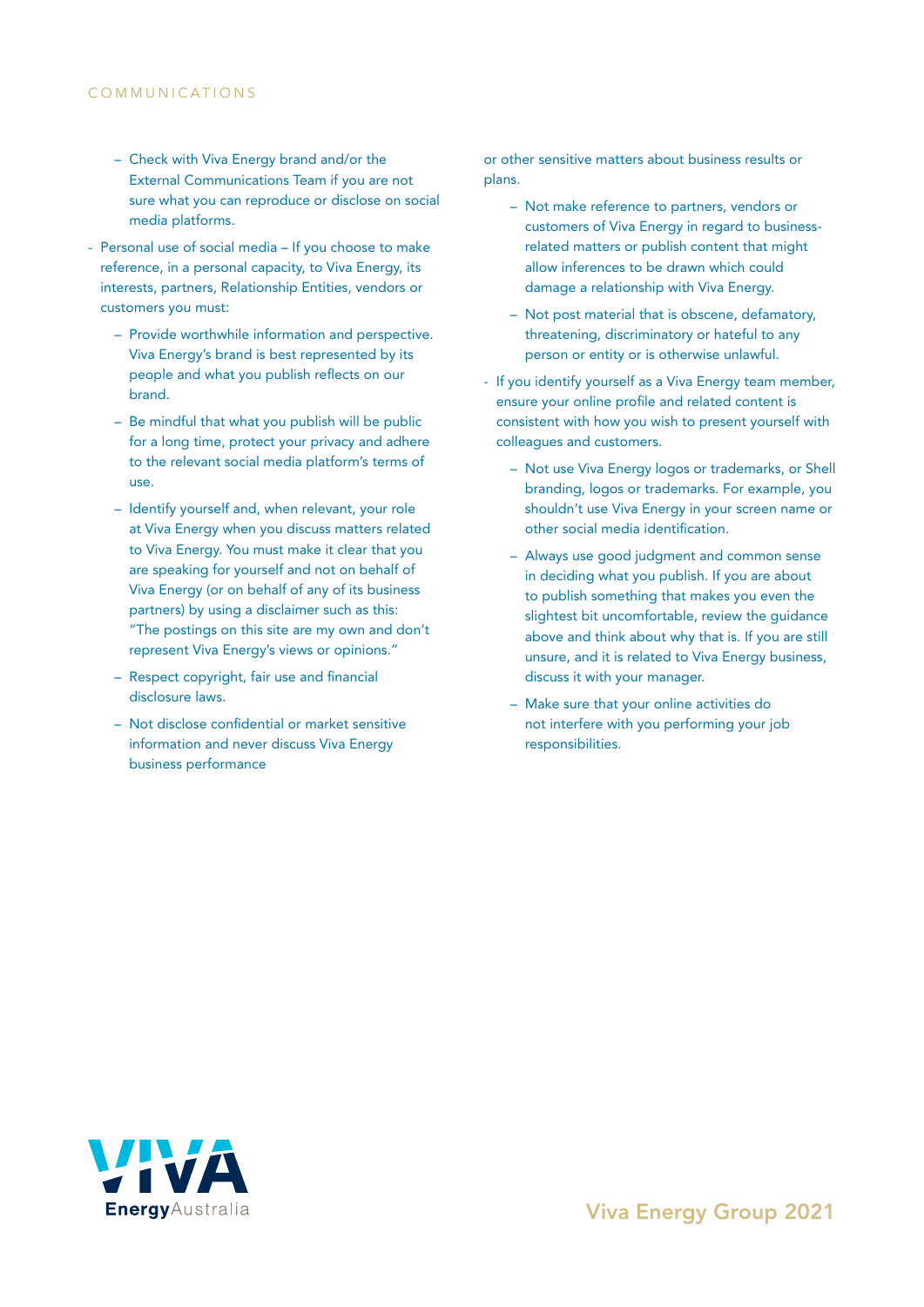- Check with Viva Energy brand and/or the External Communications Team if you are not sure what you can reproduce or disclose on social media platforms.

- Personal use of social media – If you choose to make reference, in a personal capacity, to Viva Energy, its interests, partners, Relationship Entities, vendors or customers you must:
  - Provide worthwhile information and perspective. Viva Energy's brand is best represented by its people and what you publish reflects on our brand.
  - Be mindful that what you publish will be public for a long time, protect your privacy and adhere to the relevant social media platform's terms of use.
  - Identify yourself and, when relevant, your role at Viva Energy when you discuss matters related to Viva Energy. You must make it clear that you are speaking for yourself and not on behalf of Viva Energy (or on behalf of any of its business partners) by using a disclaimer such as this: "The postings on this site are my own and don't represent Viva Energy's views or opinions."
  - Respect copyright, fair use and financial disclosure laws.
  - Not disclose confidential or market sensitive information and never discuss Viva Energy business performance or other sensitive matters about business results or plans.
  - Not make reference to partners, vendors or customers of Viva Energy in regard to business-related matters or publish content that might allow inferences to be drawn which could damage a relationship with Viva Energy.
  - Not post material that is obscene, defamatory, threatening, discriminatory or hateful to any person or entity or is otherwise unlawful.

- If you identify yourself as a Viva Energy team member, ensure your online profile and related content is consistent with how you wish to present yourself with colleagues and customers.
  - Not use Viva Energy logos or trademarks, or Shell branding, logos or trademarks. For example, you shouldn't use Viva Energy in your screen name or other social media identification.
  - Always use good judgment and common sense in deciding what you publish. If you are about to publish something that makes you even the slightest bit uncomfortable, review the guidance above and think about why that is. If you are still unsure, and it is related to Viva Energy business, discuss it with your manager.
  - Make sure that your online activities do not interfere with you performing your job responsibilities.